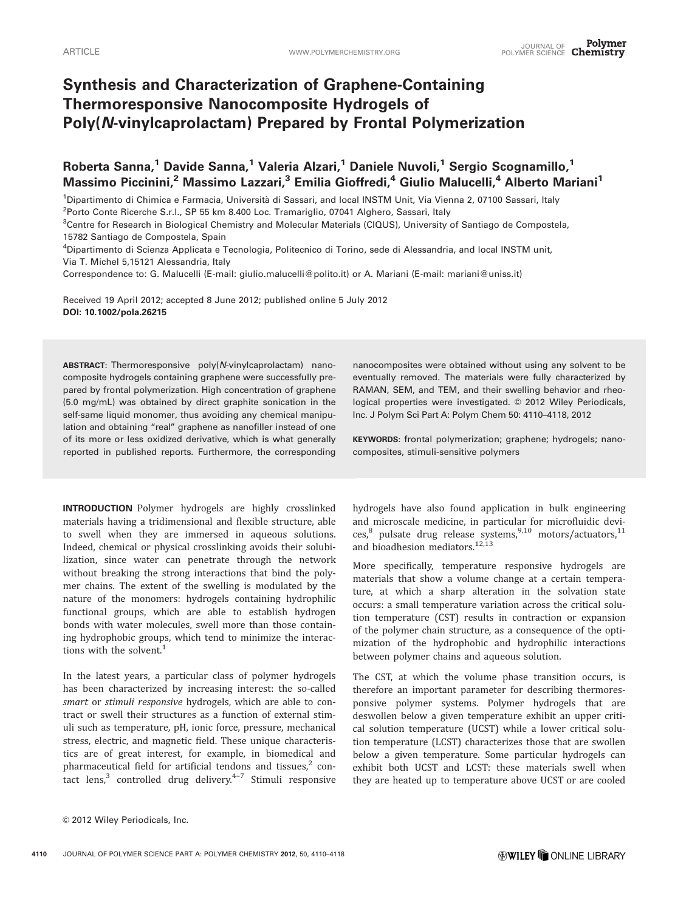# Synthesis and Characterization of Graphene-Containing Thermoresponsive Nanocomposite Hydrogels of Poly(*N*-vinylcaprolactam) Prepared by Frontal Polymerization

**Roberta Sanna,[1] Davide Sanna,[1] Valeria Alzari,[1] Daniele Nuvoli,[1] Sergio Scognamillo,[1] Massimo Piccinini,[2] Massimo Lazzari,[3] Emilia Gioffredi,[4] Giulio Malucelli,[4] Alberto Mariani[1]**

[1]Dipartimento di Chimica e Farmacia, Università di Sassari, and local INSTM Unit, Via Vienna 2, 07100 Sassari, Italy
[2]Porto Conte Ricerche S.r.l., SP 55 km 8.400 Loc. Tramariglio, 07041 Alghero, Sassari, Italy
[3]Centre for Research in Biological Chemistry and Molecular Materials (CIQUS), University of Santiago de Compostela, 15782 Santiago de Compostela, Spain
[4]Dipartimento di Scienza Applicata e Tecnologia, Politecnico di Torino, sede di Alessandria, and local INSTM unit, Via T. Michel 5,15121 Alessandria, Italy

Correspondence to: G. Malucelli (E-mail: giulio.malucelli@polito.it) or A. Mariani (E-mail: mariani@uniss.it)

Received 19 April 2012; accepted 8 June 2012; published online 5 July 2012
**DOI: 10.1002/pola.26215**

**ABSTRACT:** Thermoresponsive poly(*N*-vinylcaprolactam) nanocomposite hydrogels containing graphene were successfully prepared by frontal polymerization. High concentration of graphene (5.0 mg/mL) was obtained by direct graphite sonication in the self-same liquid monomer, thus avoiding any chemical manipulation and obtaining "real" graphene as nanofiller instead of one of its more or less oxidized derivative, which is what generally reported in published reports. Furthermore, the corresponding nanocomposites were obtained without using any solvent to be eventually removed. The materials were fully characterized by RAMAN, SEM, and TEM, and their swelling behavior and rheological properties were investigated. © 2012 Wiley Periodicals, Inc. J Polym Sci Part A: Polym Chem 50: 4110–4118, 2012

**KEYWORDS:** frontal polymerization; graphene; hydrogels; nanocomposites, stimuli-sensitive polymers

**INTRODUCTION** Polymer hydrogels are highly crosslinked materials having a tridimensional and flexible structure, able to swell when they are immersed in aqueous solutions. Indeed, chemical or physical crosslinking avoids their solubilization, since water can penetrate through the network without breaking the strong interactions that bind the polymer chains. The extent of the swelling is modulated by the nature of the monomers: hydrogels containing hydrophilic functional groups, which are able to establish hydrogen bonds with water molecules, swell more than those containing hydrophobic groups, which tend to minimize the interactions with the solvent.[1]

In the latest years, a particular class of polymer hydrogels has been characterized by increasing interest: the so-called *smart* or *stimuli responsive* hydrogels, which are able to contract or swell their structures as a function of external stimuli such as temperature, pH, ionic force, pressure, mechanical stress, electric, and magnetic field. These unique characteristics are of great interest, for example, in biomedical and pharmaceutical field for artificial tendons and tissues,[2] contact lens,[3] controlled drug delivery.[4–7] Stimuli responsive hydrogels have also found application in bulk engineering and microscale medicine, in particular for microfluidic devices,[8] pulsate drug release systems,[9,10] motors/actuators,[11] and bioadhesion mediators.[12,13]

More specifically, temperature responsive hydrogels are materials that show a volume change at a certain temperature, at which a sharp alteration in the solvation state occurs: a small temperature variation across the critical solution temperature (CST) results in contraction or expansion of the polymer chain structure, as a consequence of the optimization of the hydrophobic and hydrophilic interactions between polymer chains and aqueous solution.

The CST, at which the volume phase transition occurs, is therefore an important parameter for describing thermoresponsive polymer systems. Polymer hydrogels that are deswollen below a given temperature exhibit an upper critical solution temperature (UCST) while a lower critical solution temperature (LCST) characterizes those that are swollen below a given temperature. Some particular hydrogels can exhibit both UCST and LCST: these materials swell when they are heated up to temperature above UCST or are cooled

© 2012 Wiley Periodicals, Inc.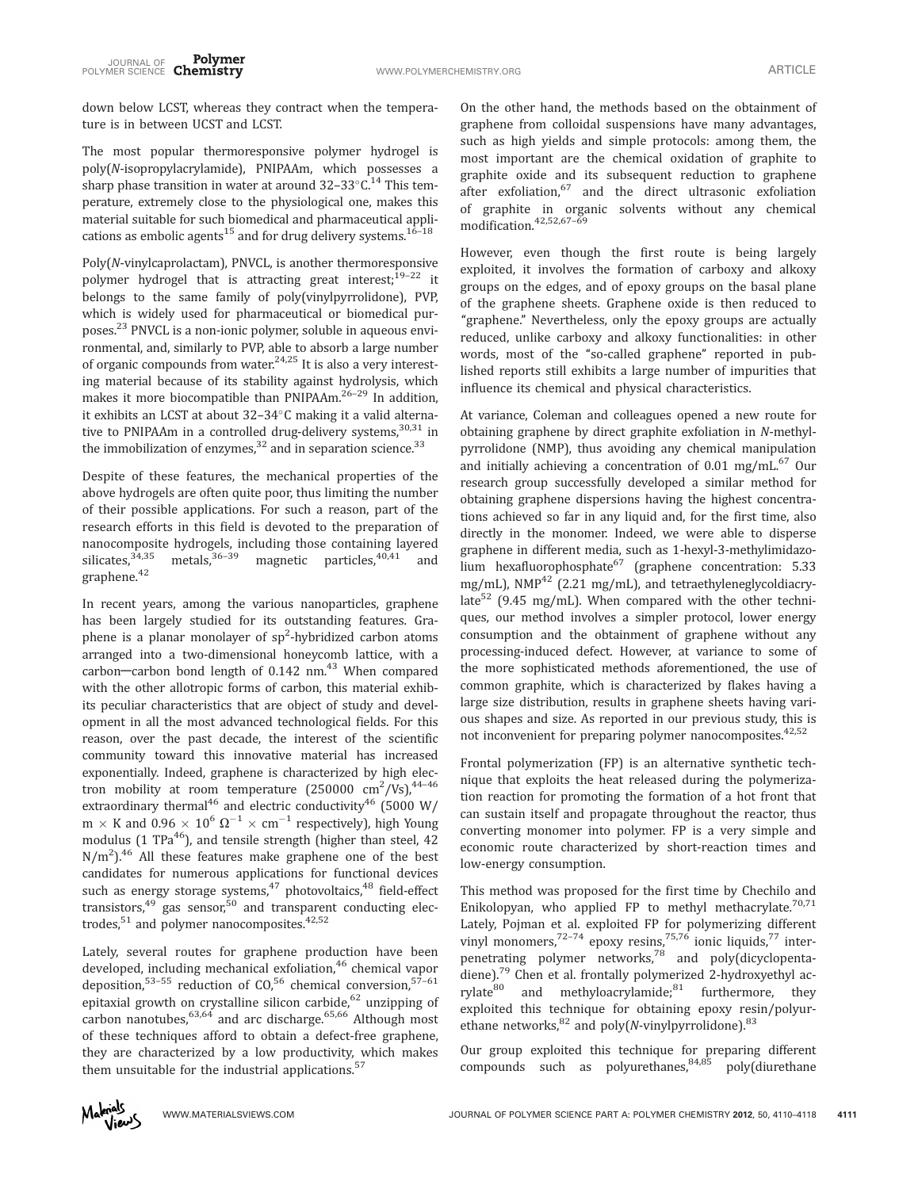down below LCST, whereas they contract when the temperature is in between UCST and LCST.

The most popular thermoresponsive polymer hydrogel is poly(*N*-isopropylacrylamide), PNIPAAm, which possesses a sharp phase transition in water at around 32–33°C.[14] This temperature, extremely close to the physiological one, makes this material suitable for such biomedical and pharmaceutical applications as embolic agents[15] and for drug delivery systems.[16–18]

Poly(*N*-vinylcaprolactam), PNVCL, is another thermoresponsive polymer hydrogel that is attracting great interest;[19–22] it belongs to the same family of poly(vinylpyrrolidone), PVP, which is widely used for pharmaceutical or biomedical purposes.[23] PNVCL is a non-ionic polymer, soluble in aqueous environmental, and, similarly to PVP, able to absorb a large number of organic compounds from water.[24,25] It is also a very interesting material because of its stability against hydrolysis, which makes it more biocompatible than PNIPAAm.[26–29] In addition, it exhibits an LCST at about 32–34°C making it a valid alternative to PNIPAAm in a controlled drug-delivery systems,[30,31] in the immobilization of enzymes,[32] and in separation science.[33]

Despite of these features, the mechanical properties of the above hydrogels are often quite poor, thus limiting the number of their possible applications. For such a reason, part of the research efforts in this field is devoted to the preparation of nanocomposite hydrogels, including those containing layered silicates,[34,35] metals,[36–39] magnetic particles,[40,41] and graphene.[42]

In recent years, among the various nanoparticles, graphene has been largely studied for its outstanding features. Graphene is a planar monolayer of $sp^2$-hybridized carbon atoms arranged into a two-dimensional honeycomb lattice, with a carbon—carbon bond length of 0.142 nm.[43] When compared with the other allotropic forms of carbon, this material exhibits peculiar characteristics that are object of study and development in all the most advanced technological fields. For this reason, over the past decade, the interest of the scientific community toward this innovative material has increased exponentially. Indeed, graphene is characterized by high electron mobility at room temperature (250000 $cm^2/Vs$),[44–46] extraordinary thermal[46] and electric conductivity[46] (5000 W/m × K and $0.96 \times 10^6\ \Omega^{-1} \times cm^{-1}$ respectively), high Young modulus (1 TPa[46]), and tensile strength (higher than steel, 42 $N/m^2$).[46] All these features make graphene one of the best candidates for numerous applications for functional devices such as energy storage systems,[47] photovoltaics,[48] field-effect transistors,[49] gas sensor,[50] and transparent conducting electrodes,[51] and polymer nanocomposites.[42,52]

Lately, several routes for graphene production have been developed, including mechanical exfoliation,[46] chemical vapor deposition,[53–55] reduction of CO,[56] chemical conversion,[57–61] epitaxial growth on crystalline silicon carbide,[62] unzipping of carbon nanotubes,[63,64] and arc discharge.[65,66] Although most of these techniques afford to obtain a defect-free graphene, they are characterized by a low productivity, which makes them unsuitable for the industrial applications.[57]

On the other hand, the methods based on the obtainment of graphene from colloidal suspensions have many advantages, such as high yields and simple protocols: among them, the most important are the chemical oxidation of graphite to graphite oxide and its subsequent reduction to graphene after exfoliation,[67] and the direct ultrasonic exfoliation of graphite in organic solvents without any chemical modification.[42,52,67–69]

However, even though the first route is being largely exploited, it involves the formation of carboxy and alkoxy groups on the edges, and of epoxy groups on the basal plane of the graphene sheets. Graphene oxide is then reduced to "graphene." Nevertheless, only the epoxy groups are actually reduced, unlike carboxy and alkoxy functionalities: in other words, most of the "so-called graphene" reported in published reports still exhibits a large number of impurities that influence its chemical and physical characteristics.

At variance, Coleman and colleagues opened a new route for obtaining graphene by direct graphite exfoliation in *N*-methylpyrrolidone (NMP), thus avoiding any chemical manipulation and initially achieving a concentration of 0.01 mg/mL.[67] Our research group successfully developed a similar method for obtaining graphene dispersions having the highest concentrations achieved so far in any liquid and, for the first time, also directly in the monomer. Indeed, we were able to disperse graphene in different media, such as 1-hexyl-3-methylimidazolium hexafluorophosphate[67] (graphene concentration: 5.33 mg/mL), NMP[42] (2.21 mg/mL), and tetraethyleneglycoldiacrylate[52] (9.45 mg/mL). When compared with the other techniques, our method involves a simpler protocol, lower energy consumption and the obtainment of graphene without any processing-induced defect. However, at variance to some of the more sophisticated methods aforementioned, the use of common graphite, which is characterized by flakes having a large size distribution, results in graphene sheets having various shapes and size. As reported in our previous study, this is not inconvenient for preparing polymer nanocomposites.[42,52]

Frontal polymerization (FP) is an alternative synthetic technique that exploits the heat released during the polymerization reaction for promoting the formation of a hot front that can sustain itself and propagate throughout the reactor, thus converting monomer into polymer. FP is a very simple and economic route characterized by short-reaction times and low-energy consumption.

This method was proposed for the first time by Chechilo and Enikolopyan, who applied FP to methyl methacrylate.[70,71] Lately, Pojman et al. exploited FP for polymerizing different vinyl monomers,[72–74] epoxy resins,[75,76] ionic liquids,[77] interpenetrating polymer networks,[78] and poly(dicyclopentadiene).[79] Chen et al. frontally polymerized 2-hydroxyethyl acrylate[80] and methyloacrylamide;[81] furthermore, they exploited this technique for obtaining epoxy resin/polyurethane networks,[82] and poly(*N*-vinylpyrrolidone).[83]

Our group exploited this technique for preparing different compounds such as polyurethanes,[84,85] poly(diurethane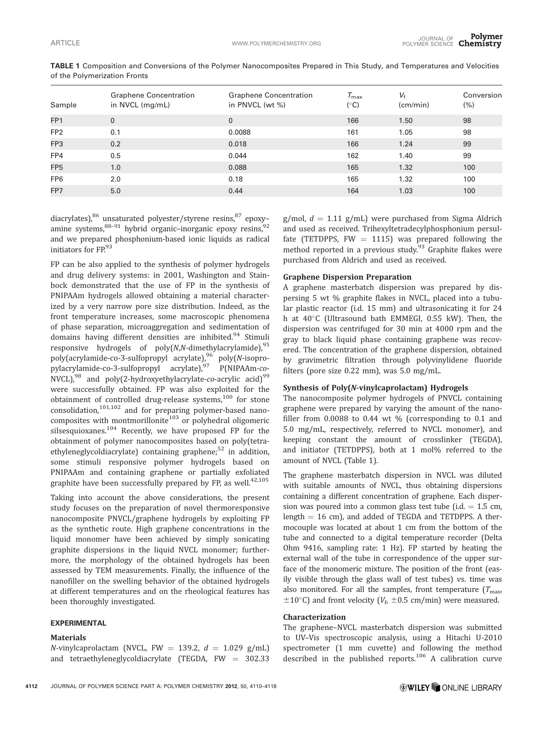**TABLE 1** Composition and Conversions of the Polymer Nanocomposites Prepared in This Study, and Temperatures and Velocities of the Polymerization Fronts

| Sample | Graphene Concentration in NVCL (mg/mL) | Graphene Concentration in PNVCL (wt %) | $T_{max}$ (°C) | $V_f$ (cm/min) | Conversion (%) |
|---|---|---|---|---|---|
| FP1 | 0 | 0 | 166 | 1.50 | 98 |
| FP2 | 0.1 | 0.0088 | 161 | 1.05 | 98 |
| FP3 | 0.2 | 0.018 | 166 | 1.24 | 99 |
| FP4 | 0.5 | 0.044 | 162 | 1.40 | 99 |
| FP5 | 1.0 | 0.088 | 165 | 1.32 | 100 |
| FP6 | 2.0 | 0.18 | 165 | 1.32 | 100 |
| FP7 | 5.0 | 0.44 | 164 | 1.03 | 100 |

diacrylates),[86] unsaturated polyester/styrene resins,[87] epoxy–amine systems,[88–91] hybrid organic–inorganic epoxy resins,[92] and we prepared phosphonium-based ionic liquids as radical initiators for FP.[93]

FP can be also applied to the synthesis of polymer hydrogels and drug delivery systems: in 2001, Washington and Stainbock demonstrated that the use of FP in the synthesis of PNIPAAm hydrogels allowed obtaining a material characterized by a very narrow pore size distribution. Indeed, as the front temperature increases, some macroscopic phenomena of phase separation, microaggregation and sedimentation of domains having different densities are inhibited.[94] Stimuli responsive hydrogels of poly(*N*,*N*-dimethylacrylamide),[95] poly(acrylamide-co-3-sulfopropyl acrylate),[96] poly(*N*-isopropylacrylamide-co-3-sulfopropyl acrylate),[97] P(NIPAAm-*co*-NVCL),[98] and poly(2-hydroxyethylacrylate-*co*-acrylic acid)[99] were successfully obtained. FP was also exploited for the obtainment of controlled drug-release systems,[100] for stone consolidation,[101,102] and for preparing polymer-based nanocomposites with montmorillonite[103] or polyhedral oligomeric silsesquioxanes.[104] Recently, we have proposed FP for the obtainment of polymer nanocomposites based on poly(tetraethyleneglycoldiacrylate) containing graphene;[52] in addition, some stimuli responsive polymer hydrogels based on PNIPAAm and containing graphene or partially exfoliated graphite have been successfully prepared by FP, as well.[42,105]

Taking into account the above considerations, the present study focuses on the preparation of novel thermoresponsive nanocomposite PNVCL/graphene hydrogels by exploiting FP as the synthetic route. High graphene concentrations in the liquid monomer have been achieved by simply sonicating graphite dispersions in the liquid NVCL monomer; furthermore, the morphology of the obtained hydrogels has been assessed by TEM measurements. Finally, the influence of the nanofiller on the swelling behavior of the obtained hydrogels at different temperatures and on the rheological features has been thoroughly investigated.

## EXPERIMENTAL

### Materials

*N*-vinylcaprolactam (NVCL, FW = 139.2, $d$ = 1.029 g/mL) and tetraethyleneglycoldiacrylate (TEGDA, FW = 302.33 g/mol, $d$ = 1.11 g/mL) were purchased from Sigma Aldrich and used as received. Trihexyltetradecylphosphonium persulfate (TETDPPS, FW = 1115) was prepared following the method reported in a previous study.[93] Graphite flakes were purchased from Aldrich and used as received.

### Graphene Dispersion Preparation

A graphene masterbatch dispersion was prepared by dispersing 5 wt % graphite flakes in NVCL, placed into a tubular plastic reactor (i.d. 15 mm) and ultrasonicating it for 24 h at 40°C (Ultrasound bath EMMEGI, 0.55 kW). Then, the dispersion was centrifuged for 30 min at 4000 rpm and the gray to black liquid phase containing graphene was recovered. The concentration of the graphene dispersion, obtained by gravimetric filtration through polyvinylidene fluoride filters (pore size 0.22 mm), was 5.0 mg/mL.

### Synthesis of Poly(*N*-vinylcaprolactam) Hydrogels

The nanocomposite polymer hydrogels of PNVCL containing graphene were prepared by varying the amount of the nanofiller from 0.0088 to 0.44 wt % (corresponding to 0.1 and 5.0 mg/mL, respectively, referred to NVCL monomer), and keeping constant the amount of crosslinker (TEGDA), and initiator (TETDPPS), both at 1 mol% referred to the amount of NVCL (Table 1).

The graphene masterbatch dispersion in NVCL was diluted with suitable amounts of NVCL, thus obtaining dispersions containing a different concentration of graphene. Each dispersion was poured into a common glass test tube (i.d. = 1.5 cm, length = 16 cm), and added of TEGDA and TETDPPS. A thermocouple was located at about 1 cm from the bottom of the tube and connected to a digital temperature recorder (Delta Ohm 9416, sampling rate: 1 Hz). FP started by heating the external wall of the tube in correspondence of the upper surface of the monomeric mixture. The position of the front (easily visible through the glass wall of test tubes) vs. time was also monitored. For all the samples, front temperature ($T_{max}$, ±10°C) and front velocity ($V_f$, ±0.5 cm/min) were measured.

### Characterization

The graphene–NVCL masterbatch dispersion was submitted to UV–Vis spectroscopic analysis, using a Hitachi U-2010 spectrometer (1 mm cuvette) and following the method described in the published reports.[106] A calibration curve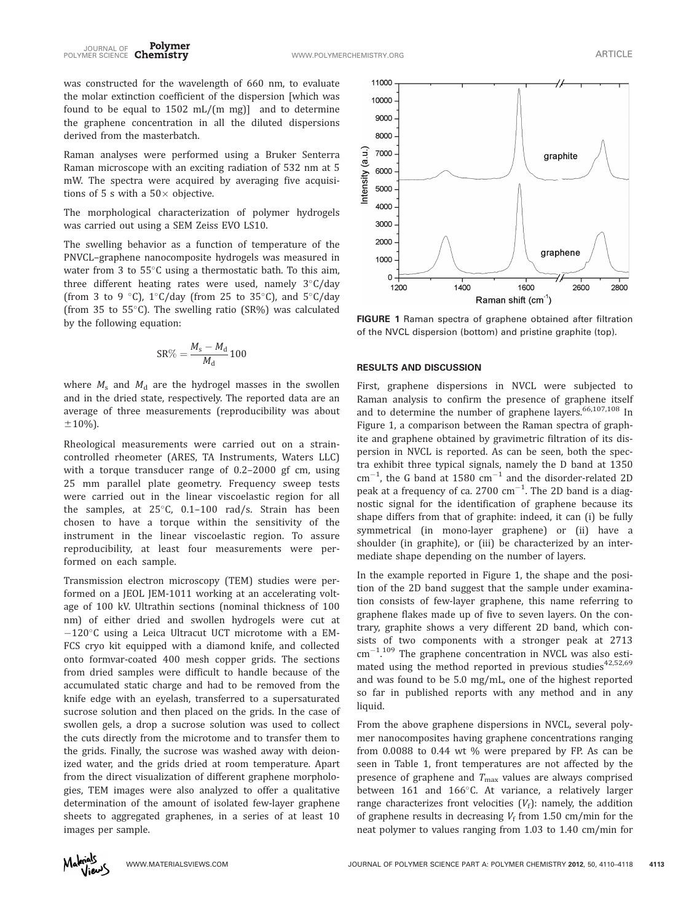was constructed for the wavelength of 660 nm, to evaluate the molar extinction coefficient of the dispersion [which was found to be equal to 1502 mL/(m mg)] and to determine the graphene concentration in all the diluted dispersions derived from the masterbatch.

Raman analyses were performed using a Bruker Senterra Raman microscope with an exciting radiation of 532 nm at 5 mW. The spectra were acquired by averaging five acquisitions of 5 s with a 50× objective.

The morphological characterization of polymer hydrogels was carried out using a SEM Zeiss EVO LS10.

The swelling behavior as a function of temperature of the PNVCL–graphene nanocomposite hydrogels was measured in water from 3 to 55°C using a thermostatic bath. To this aim, three different heating rates were used, namely 3°C/day (from 3 to 9 °C), 1°C/day (from 25 to 35°C), and 5°C/day (from 35 to 55°C). The swelling ratio (SR%) was calculated by the following equation:

$$\mathrm{SR}\% = \frac{M_s - M_d}{M_d} 100$$

where $M_s$ and $M_d$ are the hydrogel masses in the swollen and in the dried state, respectively. The reported data are an average of three measurements (reproducibility was about ±10%).

Rheological measurements were carried out on a strain-controlled rheometer (ARES, TA Instruments, Waters LLC) with a torque transducer range of 0.2–2000 gf cm, using 25 mm parallel plate geometry. Frequency sweep tests were carried out in the linear viscoelastic region for all the samples, at 25°C, 0.1–100 rad/s. Strain has been chosen to have a torque within the sensitivity of the instrument in the linear viscoelastic region. To assure reproducibility, at least four measurements were performed on each sample.

Transmission electron microscopy (TEM) studies were performed on a JEOL JEM-1011 working at an accelerating voltage of 100 kV. Ultrathin sections (nominal thickness of 100 nm) of either dried and swollen hydrogels were cut at −120°C using a Leica Ultracut UCT microtome with a EM-FCS cryo kit equipped with a diamond knife, and collected onto formvar-coated 400 mesh copper grids. The sections from dried samples were difficult to handle because of the accumulated static charge and had to be removed from the knife edge with an eyelash, transferred to a supersaturated sucrose solution and then placed on the grids. In the case of swollen gels, a drop a sucrose solution was used to collect the cuts directly from the microtome and to transfer them to the grids. Finally, the sucrose was washed away with deionized water, and the grids dried at room temperature. Apart from the direct visualization of different graphene morphologies, TEM images were also analyzed to offer a qualitative determination of the amount of isolated few-layer graphene sheets to aggregated graphenes, in a series of at least 10 images per sample.

FIGURE 1 Raman spectra of graphene obtained after filtration of the NVCL dispersion (bottom) and pristine graphite (top).

## RESULTS AND DISCUSSION

First, graphene dispersions in NVCL were subjected to Raman analysis to confirm the presence of graphene itself and to determine the number of graphene layers.[66,107,108] In Figure 1, a comparison between the Raman spectra of graphite and graphene obtained by gravimetric filtration of its dispersion in NVCL is reported. As can be seen, both the spectra exhibit three typical signals, namely the D band at 1350 cm$^{-1}$, the G band at 1580 cm$^{-1}$ and the disorder-related 2D peak at a frequency of ca. 2700 cm$^{-1}$. The 2D band is a diagnostic signal for the identification of graphene because its shape differs from that of graphite: indeed, it can (i) be fully symmetrical (in mono-layer graphene) or (ii) have a shoulder (in graphite), or (iii) be characterized by an intermediate shape depending on the number of layers.

In the example reported in Figure 1, the shape and the position of the 2D band suggest that the sample under examination consists of few-layer graphene, this name referring to graphene flakes made up of five to seven layers. On the contrary, graphite shows a very different 2D band, which consists of two components with a stronger peak at 2713 cm$^{-1}$.[109] The graphene concentration in NVCL was also estimated using the method reported in previous studies[42,52,69] and was found to be 5.0 mg/mL, one of the highest reported so far in published reports with any method and in any liquid.

From the above graphene dispersions in NVCL, several polymer nanocomposites having graphene concentrations ranging from 0.0088 to 0.44 wt % were prepared by FP. As can be seen in Table 1, front temperatures are not affected by the presence of graphene and $T_{max}$ values are always comprised between 161 and 166°C. At variance, a relatively larger range characterizes front velocities ($V_f$): namely, the addition of graphene results in decreasing $V_f$ from 1.50 cm/min for the neat polymer to values ranging from 1.03 to 1.40 cm/min for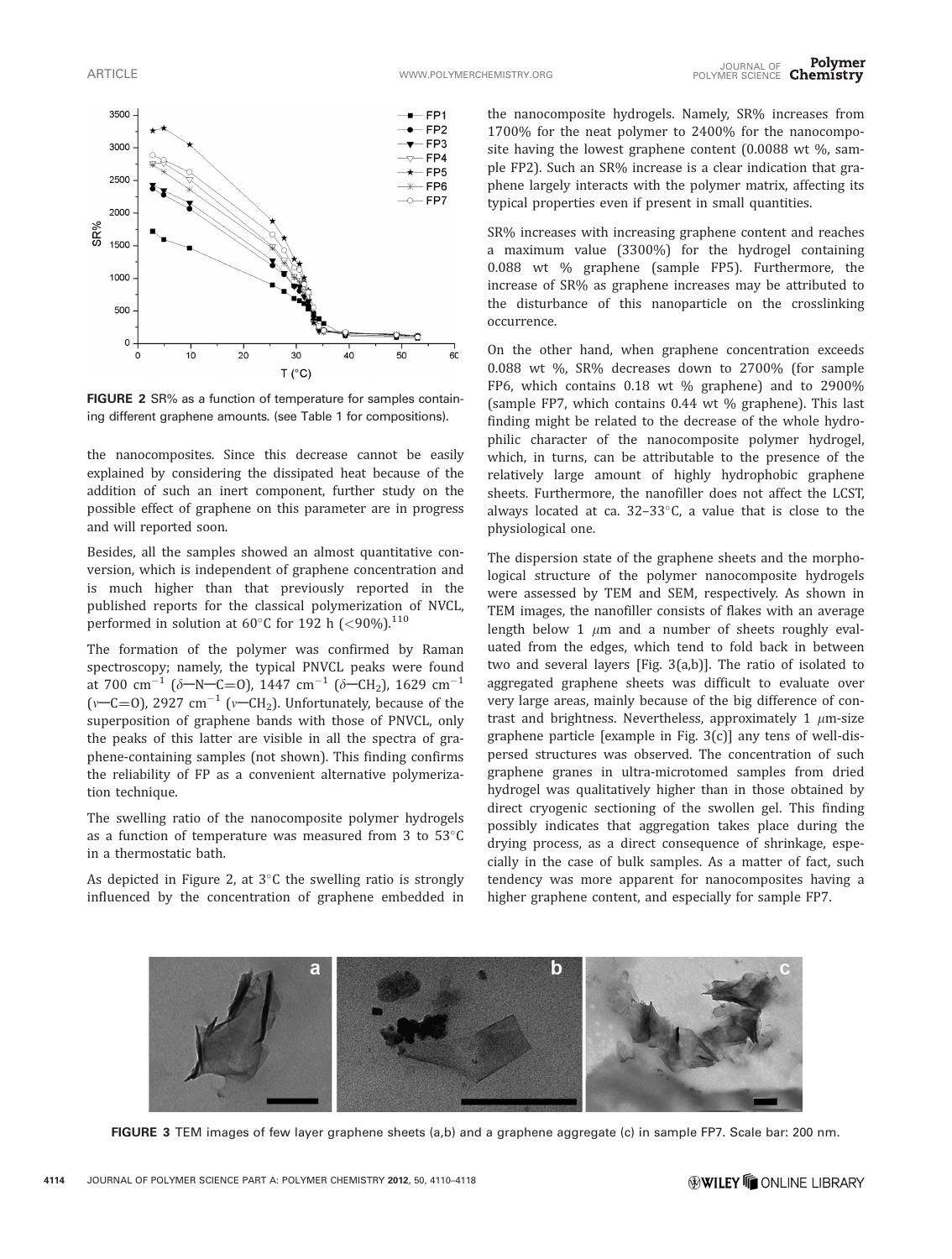FIGURE 2 SR% as a function of temperature for samples containing different graphene amounts. (see Table 1 for compositions).

the nanocomposites. Since this decrease cannot be easily explained by considering the dissipated heat because of the addition of such an inert component, further study on the possible effect of graphene on this parameter are in progress and will reported soon.

Besides, all the samples showed an almost quantitative conversion, which is independent of graphene concentration and is much higher than that previously reported in the published reports for the classical polymerization of NVCL, performed in solution at 60°C for 192 h (<90%).[110]

The formation of the polymer was confirmed by Raman spectroscopy; namely, the typical PNVCL peaks were found at 700 cm$^{-1}$ ($\delta$—N—C=O), 1447 cm$^{-1}$ ($\delta$—$CH_2$), 1629 cm$^{-1}$ ($\nu$—C=O), 2927 cm$^{-1}$ ($\nu$—$CH_2$). Unfortunately, because of the superposition of graphene bands with those of PNVCL, only the peaks of this latter are visible in all the spectra of graphene-containing samples (not shown). This finding confirms the reliability of FP as a convenient alternative polymerization technique.

The swelling ratio of the nanocomposite polymer hydrogels as a function of temperature was measured from 3 to 53°C in a thermostatic bath.

As depicted in Figure 2, at 3°C the swelling ratio is strongly influenced by the concentration of graphene embedded in the nanocomposite hydrogels. Namely, SR% increases from 1700% for the neat polymer to 2400% for the nanocomposite having the lowest graphene content (0.0088 wt %, sample FP2). Such an SR% increase is a clear indication that graphene largely interacts with the polymer matrix, affecting its typical properties even if present in small quantities.

SR% increases with increasing graphene content and reaches a maximum value (3300%) for the hydrogel containing 0.088 wt % graphene (sample FP5). Furthermore, the increase of SR% as graphene increases may be attributed to the disturbance of this nanoparticle on the crosslinking occurrence.

On the other hand, when graphene concentration exceeds 0.088 wt %, SR% decreases down to 2700% (for sample FP6, which contains 0.18 wt % graphene) and to 2900% (sample FP7, which contains 0.44 wt % graphene). This last finding might be related to the decrease of the whole hydrophilic character of the nanocomposite polymer hydrogel, which, in turns, can be attributable to the presence of the relatively large amount of highly hydrophobic graphene sheets. Furthermore, the nanofiller does not affect the LCST, always located at ca. 32–33°C, a value that is close to the physiological one.

The dispersion state of the graphene sheets and the morphological structure of the polymer nanocomposite hydrogels were assessed by TEM and SEM, respectively. As shown in TEM images, the nanofiller consists of flakes with an average length below 1 $\mu$m and a number of sheets roughly evaluated from the edges, which tend to fold back in between two and several layers [Fig. 3(a,b)]. The ratio of isolated to aggregated graphene sheets was difficult to evaluate over very large areas, mainly because of the big difference of contrast and brightness. Nevertheless, approximately 1 $\mu$m-size graphene particle [example in Fig. 3(c)] any tens of well-dispersed structures was observed. The concentration of such graphene granes in ultra-microtomed samples from dried hydrogel was qualitatively higher than in those obtained by direct cryogenic sectioning of the swollen gel. This finding possibly indicates that aggregation takes place during the drying process, as a direct consequence of shrinkage, especially in the case of bulk samples. As a matter of fact, such tendency was more apparent for nanocomposites having a higher graphene content, and especially for sample FP7.

FIGURE 3 TEM images of few layer graphene sheets (a,b) and a graphene aggregate (c) in sample FP7. Scale bar: 200 nm.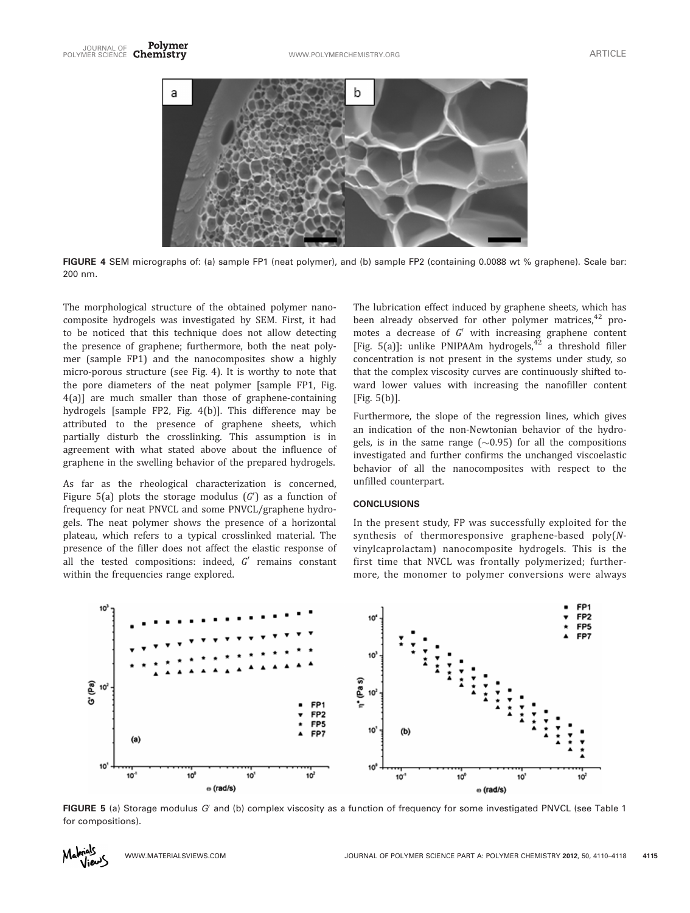FIGURE 4 SEM micrographs of: (a) sample FP1 (neat polymer), and (b) sample FP2 (containing 0.0088 wt % graphene). Scale bar: 200 nm.

The morphological structure of the obtained polymer nanocomposite hydrogels was investigated by SEM. First, it had to be noticed that this technique does not allow detecting the presence of graphene; furthermore, both the neat polymer (sample FP1) and the nanocomposites show a highly micro-porous structure (see Fig. 4). It is worthy to note that the pore diameters of the neat polymer [sample FP1, Fig. 4(a)] are much smaller than those of graphene-containing hydrogels [sample FP2, Fig. 4(b)]. This difference may be attributed to the presence of graphene sheets, which partially disturb the crosslinking. This assumption is in agreement with what stated above about the influence of graphene in the swelling behavior of the prepared hydrogels.

As far as the rheological characterization is concerned, Figure 5(a) plots the storage modulus ($G'$) as a function of frequency for neat PNVCL and some PNVCL/graphene hydrogels. The neat polymer shows the presence of a horizontal plateau, which refers to a typical crosslinked material. The presence of the filler does not affect the elastic response of all the tested compositions: indeed, $G'$ remains constant within the frequencies range explored.

The lubrication effect induced by graphene sheets, which has been already observed for other polymer matrices,[42] promotes a decrease of $G'$ with increasing graphene content [Fig. 5(a)]: unlike PNIPAAm hydrogels,[42] a threshold filler concentration is not present in the systems under study, so that the complex viscosity curves are continuously shifted toward lower values with increasing the nanofiller content [Fig. 5(b)].

Furthermore, the slope of the regression lines, which gives an indication of the non-Newtonian behavior of the hydrogels, is in the same range (~0.95) for all the compositions investigated and further confirms the unchanged viscoelastic behavior of all the nanocomposites with respect to the unfilled counterpart.

## CONCLUSIONS

In the present study, FP was successfully exploited for the synthesis of thermoresponsive graphene-based poly(*N*-vinylcaprolactam) nanocomposite hydrogels. This is the first time that NVCL was frontally polymerized; furthermore, the monomer to polymer conversions were always

FIGURE 5 (a) Storage modulus $G'$ and (b) complex viscosity as a function of frequency for some investigated PNVCL (see Table 1 for compositions).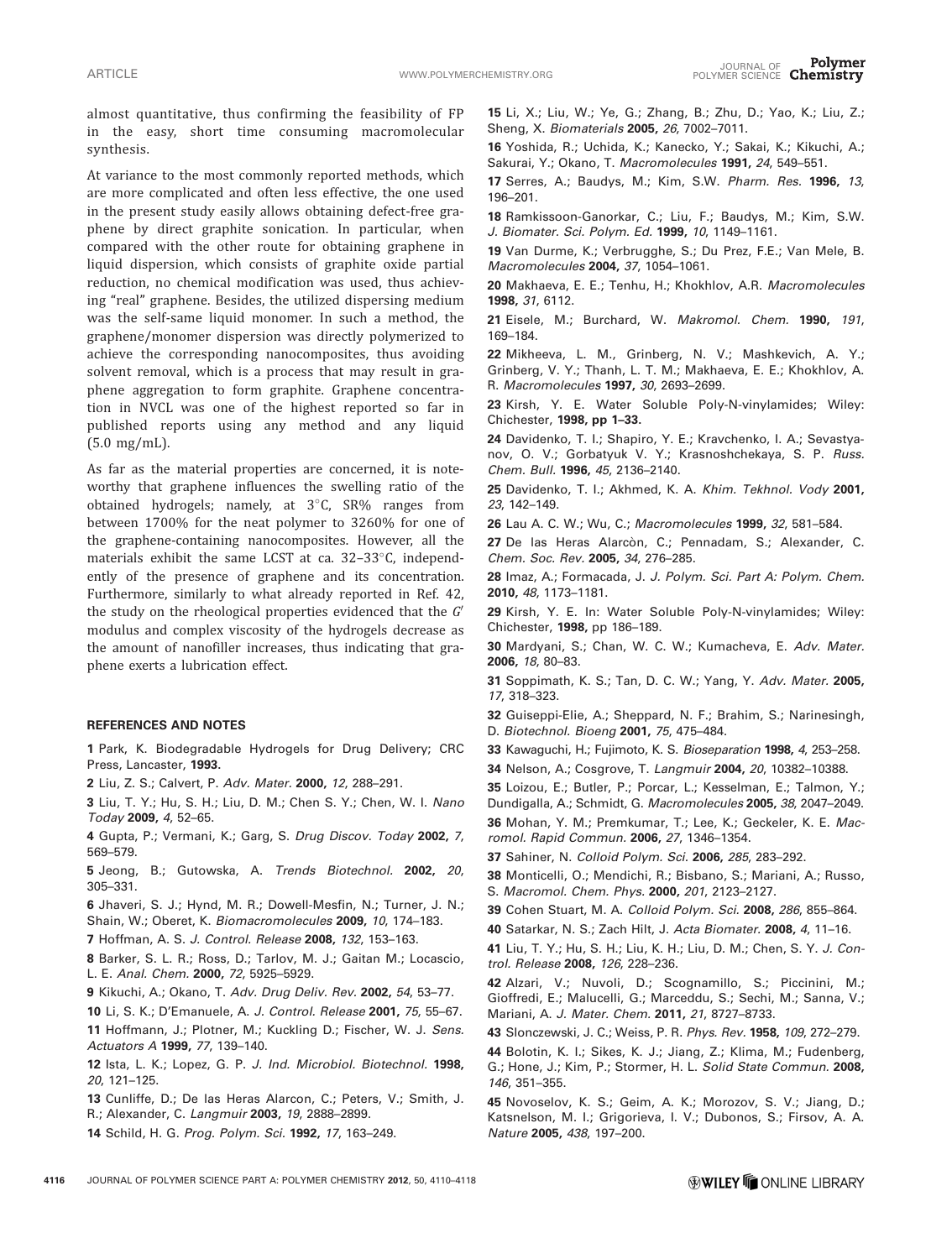almost quantitative, thus confirming the feasibility of FP in the easy, short time consuming macromolecular synthesis.

At variance to the most commonly reported methods, which are more complicated and often less effective, the one used in the present study easily allows obtaining defect-free graphene by direct graphite sonication. In particular, when compared with the other route for obtaining graphene in liquid dispersion, which consists of graphite oxide partial reduction, no chemical modification was used, thus achieving "real" graphene. Besides, the utilized dispersing medium was the self-same liquid monomer. In such a method, the graphene/monomer dispersion was directly polymerized to achieve the corresponding nanocomposites, thus avoiding solvent removal, which is a process that may result in graphene aggregation to form graphite. Graphene concentration in NVCL was one of the highest reported so far in published reports using any method and any liquid (5.0 mg/mL).

As far as the material properties are concerned, it is noteworthy that graphene influences the swelling ratio of the obtained hydrogels; namely, at 3°C, SR% ranges from between 1700% for the neat polymer to 3260% for one of the graphene-containing nanocomposites. However, all the materials exhibit the same LCST at ca. 32–33°C, independently of the presence of graphene and its concentration. Furthermore, similarly to what already reported in Ref. 42, the study on the rheological properties evidenced that the $G'$ modulus and complex viscosity of the hydrogels decrease as the amount of nanofiller increases, thus indicating that graphene exerts a lubrication effect.

#### REFERENCES AND NOTES

1 Park, K. Biodegradable Hydrogels for Drug Delivery; CRC Press, Lancaster, **1993.**

2 Liu, Z. S.; Calvert, P. *Adv. Mater.* **2000,** *12*, 288–291.

3 Liu, T. Y.; Hu, S. H.; Liu, D. M.; Chen S. Y.; Chen, W. I. *Nano Today* **2009,** *4*, 52–65.

4 Gupta, P.; Vermani, K.; Garg, S. *Drug Discov. Today* **2002,** *7*, 569–579.

5 Jeong, B.; Gutowska, A. *Trends Biotechnol.* **2002,** *20*, 305–331.

6 Jhaveri, S. J.; Hynd, M. R.; Dowell-Mesfin, N.; Turner, J. N.; Shain, W.; Oberet, K. *Biomacromolecules* **2009,** *10*, 174–183.

7 Hoffman, A. S. *J. Control. Release* **2008,** *132*, 153–163.

8 Barker, S. L. R.; Ross, D.; Tarlov, M. J.; Gaitan M.; Locascio, L. E. *Anal. Chem.* **2000,** *72*, 5925–5929.

9 Kikuchi, A.; Okano, T. *Adv. Drug Deliv. Rev.* **2002,** *54*, 53–77.

10 Li, S. K.; D'Emanuele, A. *J. Control. Release* **2001,** *75*, 55–67.

11 Hoffmann, J.; Plotner, M.; Kuckling D.; Fischer, W. J. *Sens. Actuators A* **1999,** *77*, 139–140.

12 Ista, L. K.; Lopez, G. P. *J. Ind. Microbiol. Biotechnol.* **1998,** *20*, 121–125.

13 Cunliffe, D.; De las Heras Alarcon, C.; Peters, V.; Smith, J. R.; Alexander, C. *Langmuir* **2003,** *19*, 2888–2899.

14 Schild, H. G. *Prog. Polym. Sci.* **1992,** *17*, 163–249.

15 Li, X.; Liu, W.; Ye, G.; Zhang, B.; Zhu, D.; Yao, K.; Liu, Z.; Sheng, X. *Biomaterials* **2005,** *26*, 7002–7011.

16 Yoshida, R.; Uchida, K.; Kanecko, Y.; Sakai, K.; Kikuchi, A.; Sakurai, Y.; Okano, T. *Macromolecules* **1991,** *24*, 549–551.

17 Serres, A.; Baudys, M.; Kim, S.W. *Pharm. Res.* **1996,** *13*, 196–201.

18 Ramkissoon-Ganorkar, C.; Liu, F.; Baudys, M.; Kim, S.W. *J. Biomater. Sci. Polym. Ed.* **1999,** *10*, 1149–1161.

19 Van Durme, K.; Verbrugghe, S.; Du Prez, F.E.; Van Mele, B. *Macromolecules* **2004,** *37*, 1054–1061.

20 Makhaeva, E. E.; Tenhu, H.; Khokhlov, A.R. *Macromolecules* **1998,** *31*, 6112.

21 Eisele, M.; Burchard, W. *Makromol. Chem.* **1990,** *191*, 169–184.

22 Mikheeva, L. M.; Grinberg, N. V.; Mashkevich, A. Y.; Grinberg, V. Y.; Thanh, L. T. M.; Makhaeva, E. E.; Khokhlov, A. R. *Macromolecules* **1997,** *30*, 2693–2699.

23 Kirsh, Y. E. Water Soluble Poly-N-vinylamides; Wiley: Chichester, **1998, pp 1–33.**

24 Davidenko, T. I.; Shapiro, Y. E.; Kravchenko, I. A.; Sevastyanov, O. V.; Gorbatyuk V. Y.; Krasnoshchekaya, S. P. *Russ. Chem. Bull.* **1996,** *45*, 2136–2140.

25 Davidenko, T. I.; Akhmed, K. A. *Khim. Tekhnol. Vody* **2001,** *23*, 142–149.

26 Lau A. C. W.; Wu, C.; *Macromolecules* **1999,** *32*, 581–584.

27 De las Heras Alarcòn, C.; Pennadam, S.; Alexander, C. *Chem. Soc. Rev.* **2005,** *34*, 276–285.

28 Imaz, A.; Formacada, J. *J. Polym. Sci. Part A: Polym. Chem.* **2010,** *48*, 1173–1181.

29 Kirsh, Y. E. In: Water Soluble Poly-N-vinylamides; Wiley: Chichester, **1998,** pp 186–189.

30 Mardyani, S.; Chan, W. C. W.; Kumacheva, E. *Adv. Mater.* **2006,** *18*, 80–83.

31 Soppimath, K. S.; Tan, D. C. W.; Yang, Y. *Adv. Mater.* **2005,** *17*, 318–323.

32 Guiseppi-Elie, A.; Sheppard, N. F.; Brahim, S.; Narinesingh, D. *Biotechnol. Bioeng* **2001,** *75*, 475–484.

33 Kawaguchi, H.; Fujimoto, K. S. *Bioseparation* **1998,** *4*, 253–258.

34 Nelson, A.; Cosgrove, T. *Langmuir* **2004,** *20*, 10382–10388.

35 Loizou, E.; Butler, P.; Porcar, L.; Kesselman, E.; Talmon, Y.; Dundigalla, A.; Schmidt, G. *Macromolecules* **2005,** *38*, 2047–2049.

36 Mohan, Y. M.; Premkumar, T.; Lee, K.; Geckeler, K. E. *Macromol. Rapid Commun.* **2006,** *27*, 1346–1354.

37 Sahiner, N. *Colloid Polym. Sci.* **2006,** *285*, 283–292.

38 Monticelli, O.; Mendichi, R.; Bisbano, S.; Mariani, A.; Russo, S. *Macromol. Chem. Phys.* **2000,** *201*, 2123–2127.

39 Cohen Stuart, M. A. *Colloid Polym. Sci.* **2008,** *286*, 855–864.

40 Satarkar, N. S.; Zach Hilt, J. *Acta Biomater.* **2008,** *4*, 11–16.

41 Liu, T. Y.; Hu, S. H.; Liu, K. H.; Liu, D. M.; Chen, S. Y. *J. Control. Release* **2008,** *126*, 228–236.

42 Alzari, V.; Nuvoli, D.; Scognamillo, S.; Piccinini, M.; Gioffredi, E.; Malucelli, G.; Marceddu, S.; Sechi, M.; Sanna, V.; Mariani, A. *J. Mater. Chem.* **2011,** *21*, 8727–8733.

43 Slonczewski, J. C.; Weiss, P. R. *Phys. Rev.* **1958,** *109*, 272–279.

44 Bolotin, K. I.; Sikes, K. J.; Jiang, Z.; Klima, M.; Fudenberg, G.; Hone, J.; Kim, P.; Stormer, H. L. *Solid State Commun.* **2008,** *146*, 351–355.

45 Novoselov, K. S.; Geim, A. K.; Morozov, S. V.; Jiang, D.; Katsnelson, M. I.; Grigorieva, I. V.; Dubonos, S.; Firsov, A. A. *Nature* **2005,** *438*, 197–200.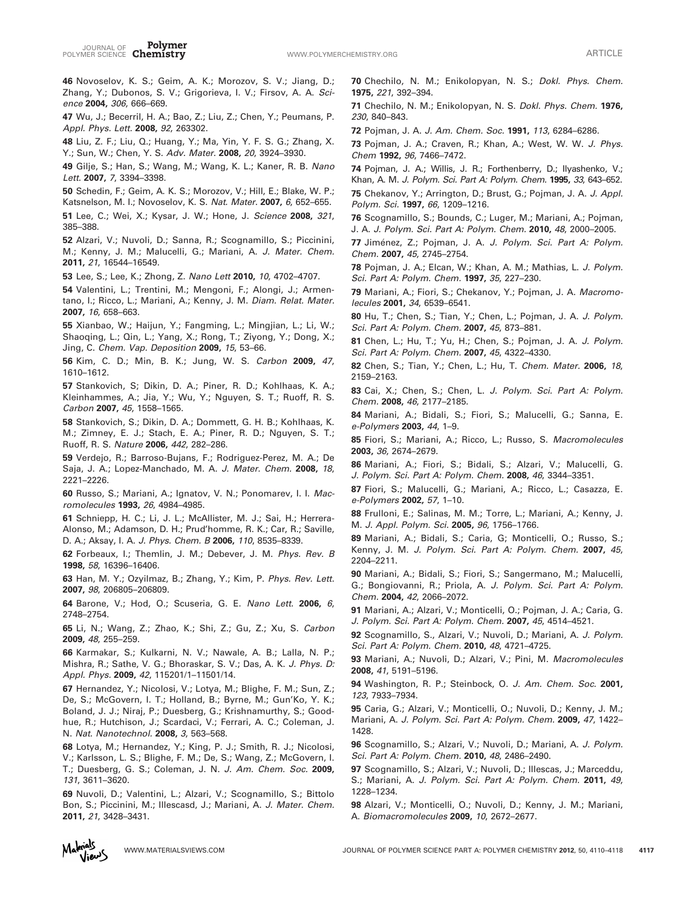46 Novoselov, K. S.; Geim, A. K.; Morozov, S. V.; Jiang, D.; Zhang, Y.; Dubonos, S. V.; Grigorieva, I. V.; Firsov, A. A. *Science* **2004**, *306*, 666–669.

47 Wu, J.; Becerril, H. A.; Bao, Z.; Liu, Z.; Chen, Y.; Peumans, P. *Appl. Phys. Lett.* **2008**, *92*, 263302.

48 Liu, Z. F.; Liu, Q.; Huang, Y.; Ma, Yin, Y. F. S. G.; Zhang, X. Y.; Sun, W.; Chen, Y. S. *Adv. Mater.* **2008**, *20*, 3924–3930.

49 Gilje, S.; Han, S.; Wang, M.; Wang, K. L.; Kaner, R. B. *Nano Lett.* **2007**, *7*, 3394–3398.

50 Schedin, F.; Geim, A. K. S.; Morozov, V.; Hill, E.; Blake, W. P.; Katsnelson, M. I.; Novoselov, K. S. *Nat. Mater.* **2007**, *6*, 652–655.

51 Lee, C.; Wei, X.; Kysar, J. W.; Hone, J. *Science* **2008**, *321*, 385–388.

52 Alzari, V.; Nuvoli, D.; Sanna, R.; Scognamillo, S.; Piccinini, M.; Kenny, J. M.; Malucelli, G.; Mariani, A. *J. Mater. Chem.* **2011**, *21*, 16544–16549.

53 Lee, S.; Lee, K.; Zhong, Z. *Nano Lett* **2010**, *10*, 4702–4707.

54 Valentini, L.; Trentini, M.; Mengoni, F.; Alongi, J.; Armentano, I.; Ricco, L.; Mariani, A.; Kenny, J. M. *Diam. Relat. Mater.* **2007**, *16*, 658–663.

55 Xianbao, W.; Haijun, Y.; Fangming, L.; Mingjian, L.; Li, W.; Shaoqing, L.; Qin, L.; Yang, X.; Rong, T.; Ziyong, Y.; Dong, X.; Jing, C. *Chem. Vap. Deposition* **2009**, *15*, 53–66.

56 Kim, C. D.; Min, B. K.; Jung, W. S. *Carbon* **2009**, *47*, 1610–1612.

57 Stankovich, S; Dikin, D. A.; Piner, R. D.; Kohlhaas, K. A.; Kleinhammes, A.; Jia, Y.; Wu, Y.; Nguyen, S. T.; Ruoff, R. S. *Carbon* **2007**, *45*, 1558–1565.

58 Stankovich, S.; Dikin, D. A.; Dommett, G. H. B.; Kohlhaas, K. M.; Zimney, E. J.; Stach, E. A.; Piner, R. D.; Nguyen, S. T.; Ruoff, R. S. *Nature* **2006**, *442*, 282–286.

59 Verdejo, R.; Barroso-Bujans, F.; Rodriguez-Perez, M. A.; De Saja, J. A.; Lopez-Manchado, M. A. *J. Mater. Chem.* **2008**, *18*, 2221–2226.

60 Russo, S.; Mariani, A.; Ignatov, V. N.; Ponomarev, I. I. *Macromolecules* **1993**, *26*, 4984–4985.

61 Schniepp, H. C.; Li, J. L.; McAllister, M. J.; Sai, H.; Herrera-Alonso, M.; Adamson, D. H.; Prud'homme, R. K.; Car, R.; Saville, D. A.; Aksay, I. A. *J. Phys. Chem. B* **2006**, *110*, 8535–8339.

62 Forbeaux, I.; Themlin, J. M.; Debever, J. M. *Phys. Rev. B* **1998**, *58*, 16396–16406.

63 Han, M. Y.; Ozyilmaz, B.; Zhang, Y.; Kim, P. *Phys. Rev. Lett.* **2007**, *98*, 206805–206809.

64 Barone, V.; Hod, O.; Scuseria, G. E. *Nano Lett.* **2006**, *6*, 2748–2754.

65 Li, N.; Wang, Z.; Zhao, K.; Shi, Z.; Gu, Z.; Xu, S. *Carbon* **2009**, *48*, 255–259.

66 Karmakar, S.; Kulkarni, N. V.; Nawale, A. B.; Lalla, N. P.; Mishra, R.; Sathe, V. G.; Bhoraskar, S. V.; Das, A. K. *J. Phys. D: Appl. Phys.* **2009**, *42*, 115201/1–11501/14.

67 Hernandez, Y.; Nicolosi, V.; Lotya, M.; Blighe, F. M.; Sun, Z.; De, S.; McGovern, I. T.; Holland, B.; Byrne, M.; Gun'Ko, Y. K.; Boland, J. J.; Niraj, P.; Duesberg, G.; Krishnamurthy, S.; Goodhue, R.; Hutchison, J.; Scardaci, V.; Ferrari, A. C.; Coleman, J. N. *Nat. Nanotechnol.* **2008**, *3*, 563–568.

68 Lotya, M.; Hernandez, Y.; King, P. J.; Smith, R. J.; Nicolosi, V.; Karlsson, L. S.; Blighe, F. M.; De, S.; Wang, Z.; McGovern, I. T.; Duesberg, G. S.; Coleman, J. N. *J. Am. Chem. Soc.* **2009**, *131*, 3611–3620.

69 Nuvoli, D.; Valentini, L.; Alzari, V.; Scognamillo, S.; Bittolo Bon, S.; Piccinini, M.; Illescasd, J.; Mariani, A. *J. Mater. Chem.* **2011**, *21*, 3428–3431.

70 Chechilo, N. M.; Enikolopyan, N. S.; *Dokl. Phys. Chem.* **1975**, *221*, 392–394.

71 Chechilo, N. M.; Enikolopyan, N. S. *Dokl. Phys. Chem.* **1976**, *230*, 840–843.

72 Pojman, J. A. *J. Am. Chem. Soc.* **1991**, *113*, 6284–6286.

73 Pojman, J. A.; Craven, R.; Khan, A.; West, W. W. *J. Phys. Chem* **1992**, *96*, 7466–7472.

74 Pojman, J. A.; Willis, J. R.; Fortenberry, D.; Ilyashenko, V.; Khan, A. M. *J. Polym. Sci. Part A: Polym. Chem.* **1995**, *33*, 643–652.

75 Chekanov, Y.; Arrington, D.; Brust, G.; Pojman, J. A. *J. Appl. Polym. Sci.* **1997**, *66*, 1209–1216.

76 Scognamillo, S.; Bounds, C.; Luger, M.; Mariani, A.; Pojman, J. A. *J. Polym. Sci. Part A: Polym. Chem.* **2010**, *48*, 2000–2005.

77 Jiménez, Z.; Pojman, J. A. *J. Polym. Sci. Part A: Polym. Chem.* **2007**, *45*, 2745–2754.

78 Pojman, J. A.; Elcan, W.; Khan, A. M.; Mathias, L. *J. Polym. Sci. Part A: Polym. Chem.* **1997**, *35*, 227–230.

79 Mariani, A.; Fiori, S.; Chekanov, Y.; Pojman, J. A. *Macromolecules* **2001**, *34*, 6539–6541.

80 Hu, T.; Chen, S.; Tian, Y.; Chen, L.; Pojman, J. A. *J. Polym. Sci. Part A: Polym. Chem.* **2007**, *45*, 873–881.

81 Chen, L.; Hu, T.; Yu, H.; Chen, S.; Pojman, J. A. *J. Polym. Sci. Part A: Polym. Chem.* **2007**, *45*, 4322–4330.

82 Chen, S.; Tian, Y.; Chen, L.; Hu, T. *Chem. Mater.* **2006**, *18*, 2159–2163.

83 Cai, X.; Chen, S.; Chen, L. *J. Polym. Sci. Part A: Polym. Chem.* **2008**, *46*, 2177–2185.

84 Mariani, A.; Bidali, S.; Fiori, S.; Malucelli, G.; Sanna, E. *e-Polymers* **2003**, *44*, 1–9.

85 Fiori, S.; Mariani, A.; Ricco, L.; Russo, S. *Macromolecules* **2003**, *36*, 2674–2679.

86 Mariani, A.; Fiori, S.; Bidali, S.; Alzari, V.; Malucelli, G. *J. Polym. Sci. Part A: Polym. Chem.* **2008**, *46*, 3344–3351.

87 Fiori, S.; Malucelli, G.; Mariani, A.; Ricco, L.; Casazza, E. *e-Polymers* **2002**, *57*, 1–10.

88 Frulloni, E.; Salinas, M. M.; Torre, L.; Mariani, A.; Kenny, J. M. *J. Appl. Polym. Sci.* **2005**, *96*, 1756–1766.

89 Mariani, A.; Bidali, S.; Caria, G; Monticelli, O.; Russo, S.; Kenny, J. M. *J. Polym. Sci. Part A: Polym. Chem.* **2007**, *45*, 2204–2211.

90 Mariani, A.; Bidali, S.; Fiori, S.; Sangermano, M.; Malucelli, G.; Bongiovanni, R.; Priola, A. *J. Polym. Sci. Part A: Polym. Chem.* **2004**, *42*, 2066–2072.

91 Mariani, A.; Alzari, V.; Monticelli, O.; Pojman, J. A.; Caria, G. *J. Polym. Sci. Part A: Polym. Chem.* **2007**, *45*, 4514–4521.

92 Scognamillo, S., Alzari, V.; Nuvoli, D.; Mariani, A. *J. Polym. Sci. Part A: Polym. Chem.* **2010**, *48*, 4721–4725.

93 Mariani, A.; Nuvoli, D.; Alzari, V.; Pini, M. *Macromolecules* **2008**, *41*, 5191–5196.

94 Washington, R. P.; Steinbock, O. *J. Am. Chem. Soc.* **2001**, *123*, 7933–7934.

95 Caria, G.; Alzari, V.; Monticelli, O.; Nuvoli, D.; Kenny, J. M.; Mariani, A. *J. Polym. Sci. Part A: Polym. Chem.* **2009**, *47*, 1422–1428.

96 Scognamillo, S.; Alzari, V.; Nuvoli, D.; Mariani, A. *J. Polym. Sci. Part A: Polym. Chem.* **2010**, *48*, 2486–2490.

97 Scognamillo, S.; Alzari, V.; Nuvoli, D.; Illescas, J.; Marceddu, S.; Mariani, A. *J. Polym. Sci. Part A: Polym. Chem.* **2011**, *49*, 1228–1234.

98 Alzari, V.; Monticelli, O.; Nuvoli, D.; Kenny, J. M.; Mariani, A. *Biomacromolecules* **2009**, *10*, 2672–2677.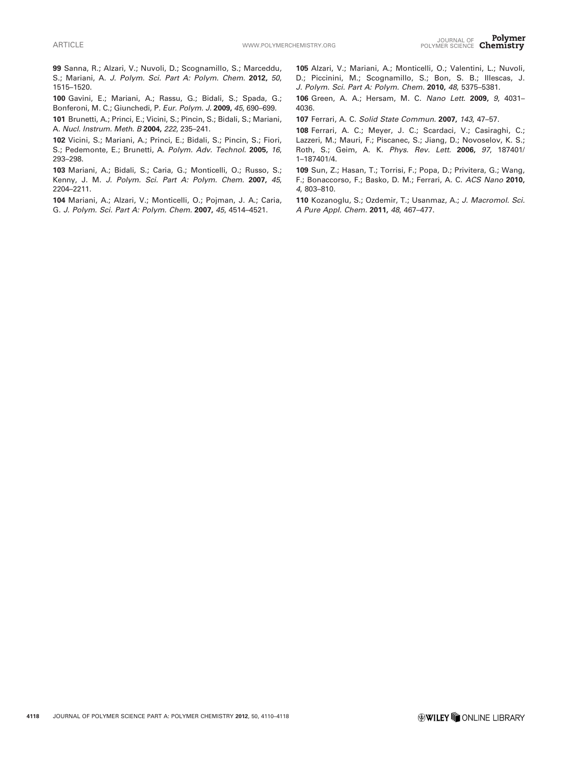**99** Sanna, R.; Alzari, V.; Nuvoli, D.; Scognamillo, S.; Marceddu, S.; Mariani, A. *J. Polym. Sci. Part A: Polym. Chem.* **2012,** *50*, 1515–1520.

**100** Gavini, E.; Mariani, A.; Rassu, G.; Bidali, S.; Spada, G.; Bonferoni, M. C.; Giunchedi, P. *Eur. Polym. J.* **2009,** *45*, 690–699.

**101** Brunetti, A.; Princi, E.; Vicini, S.; Pincin, S.; Bidali, S.; Mariani, A. *Nucl. Instrum. Meth. B* **2004,** *222*, 235–241.

**102** Vicini, S.; Mariani, A.; Princi, E.; Bidali, S.; Pincin, S.; Fiori, S.; Pedemonte, E.; Brunetti, A. *Polym. Adv. Technol.* **2005,** *16*, 293–298.

**103** Mariani, A.; Bidali, S.; Caria, G.; Monticelli, O.; Russo, S.; Kenny, J. M. *J. Polym. Sci. Part A: Polym. Chem.* **2007,** *45*, 2204–2211.

**104** Mariani, A.; Alzari, V.; Monticelli, O.; Pojman, J. A.; Caria, G. *J. Polym. Sci. Part A: Polym. Chem.* **2007,** *45*, 4514–4521.

**105** Alzari, V.; Mariani, A.; Monticelli, O.; Valentini, L.; Nuvoli, D.; Piccinini, M.; Scognamillo, S.; Bon, S. B.; Illescas, J. *J. Polym. Sci. Part A: Polym. Chem.* **2010,** *48*, 5375–5381.

**106** Green, A. A.; Hersam, M. C. *Nano Lett.* **2009,** *9*, 4031–4036.

**107** Ferrari, A. C. *Solid State Commun.* **2007,** *143*, 47–57.

**108** Ferrari, A. C.; Meyer, J. C.; Scardaci, V.; Casiraghi, C.; Lazzeri, M.; Mauri, F.; Piscanec, S.; Jiang, D.; Novoselov, K. S.; Roth, S.; Geim, A. K. *Phys. Rev. Lett.* **2006,** *97*, 187401/1–187401/4.

**109** Sun, Z.; Hasan, T.; Torrisi, F.; Popa, D.; Privitera, G.; Wang, F.; Bonaccorso, F.; Basko, D. M.; Ferrari, A. C. *ACS Nano* **2010,** *4*, 803–810.

**110** Kozanoglu, S.; Ozdemir, T.; Usanmaz, A.; *J. Macromol. Sci. A Pure Appl. Chem.* **2011,** *48*, 467–477.